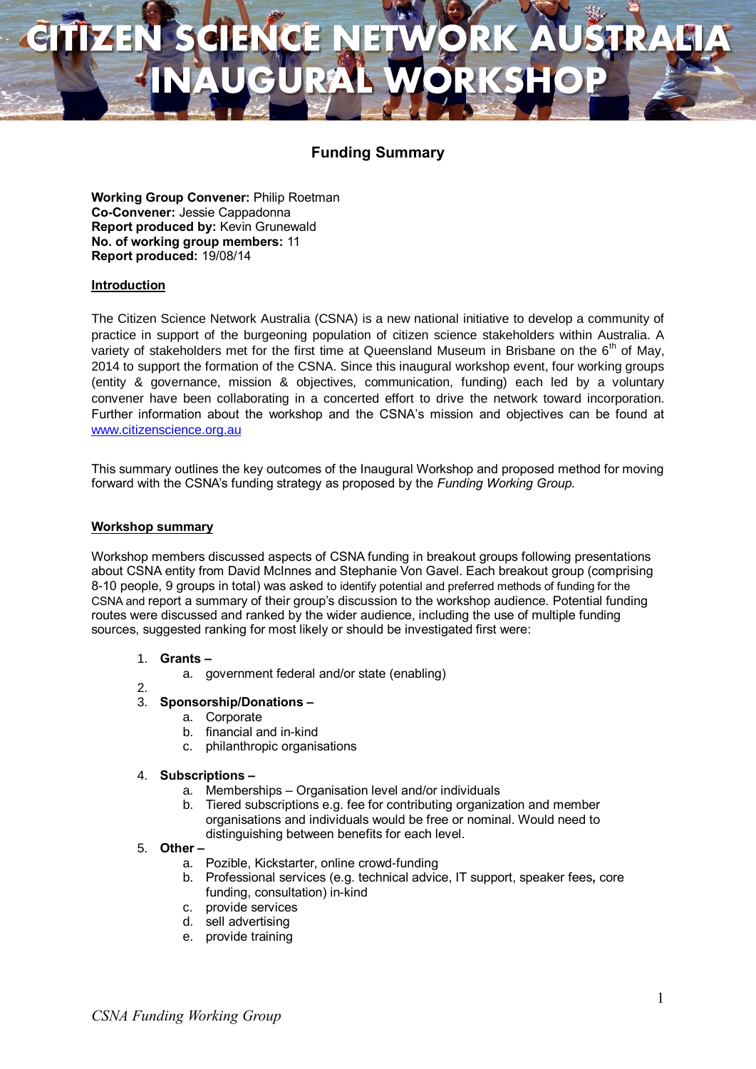# CITIZEN SCIENCE NETWORK AUSTRALIA INAUGURAL WORKSHOP

## Funding Summary

**Working Group Convener:** Philip Roetman
**Co-Convener:** Jessie Cappadonna
**Report produced by:** Kevin Grunewald
**No. of working group members:** 11
**Report produced:** 19/08/14

### Introduction

The Citizen Science Network Australia (CSNA) is a new national initiative to develop a community of practice in support of the burgeoning population of citizen science stakeholders within Australia. A variety of stakeholders met for the first time at Queensland Museum in Brisbane on the 6th of May, 2014 to support the formation of the CSNA. Since this inaugural workshop event, four working groups (entity & governance, mission & objectives, communication, funding) each led by a voluntary convener have been collaborating in a concerted effort to drive the network toward incorporation. Further information about the workshop and the CSNA's mission and objectives can be found at www.citizenscience.org.au

This summary outlines the key outcomes of the Inaugural Workshop and proposed method for moving forward with the CSNA's funding strategy as proposed by the *Funding Working Group.*

### Workshop summary

Workshop members discussed aspects of CSNA funding in breakout groups following presentations about CSNA entity from David McInnes and Stephanie Von Gavel. Each breakout group (comprising 8-10 people, 9 groups in total) was asked to identify potential and preferred methods of funding for the CSNA and report a summary of their group's discussion to the workshop audience. Potential funding routes were discussed and ranked by the wider audience, including the use of multiple funding sources, suggested ranking for most likely or should be investigated first were:

1. **Grants –**
   a. government federal and/or state (enabling)
2. 
3. **Sponsorship/Donations –**
   a. Corporate
   b. financial and in-kind
   c. philanthropic organisations
4. **Subscriptions –**
   a. Memberships – Organisation level and/or individuals
   b. Tiered subscriptions e.g. fee for contributing organization and member organisations and individuals would be free or nominal. Would need to distinguishing between benefits for each level.
5. **Other –**
   a. Pozible, Kickstarter, online crowd-funding
   b. Professional services (e.g. technical advice, IT support, speaker fees**,** core funding, consultation) in-kind
   c. provide services
   d. sell advertising
   e. provide training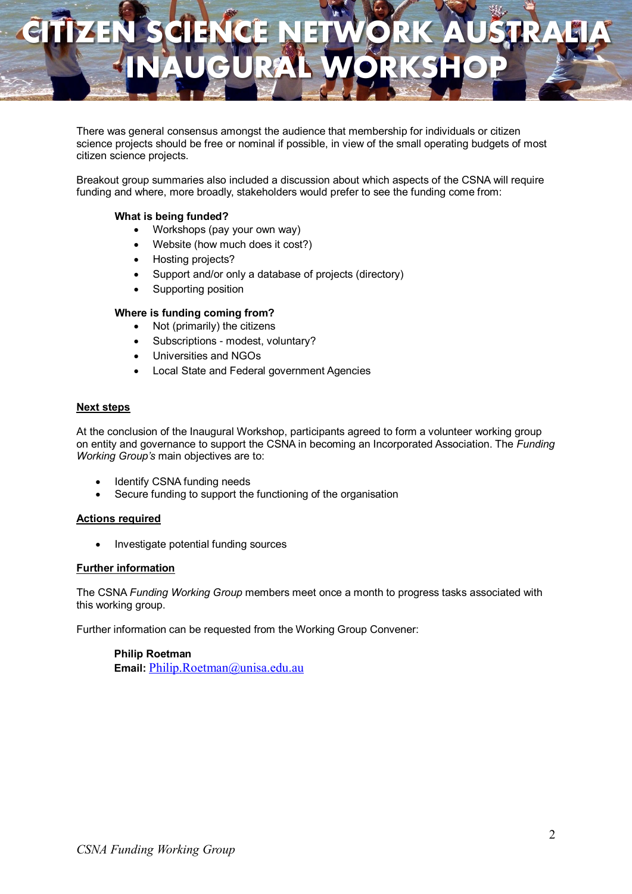# CITIZEN SCIENCE NETWORK AUSTRALIA INAUGURAL WORKSHOP

There was general consensus amongst the audience that membership for individuals or citizen science projects should be free or nominal if possible, in view of the small operating budgets of most citizen science projects.

Breakout group summaries also included a discussion about which aspects of the CSNA will require funding and where, more broadly, stakeholders would prefer to see the funding come from:

**What is being funded?**

- Workshops (pay your own way)
- Website (how much does it cost?)
- Hosting projects?
- Support and/or only a database of projects (directory)
- Supporting position

**Where is funding coming from?**

- Not (primarily) the citizens
- Subscriptions - modest, voluntary?
- Universities and NGOs
- Local State and Federal government Agencies

## Next steps

At the conclusion of the Inaugural Workshop, participants agreed to form a volunteer working group on entity and governance to support the CSNA in becoming an Incorporated Association. The *Funding Working Group's* main objectives are to:

- Identify CSNA funding needs
- Secure funding to support the functioning of the organisation

## Actions required

- Investigate potential funding sources

## Further information

The CSNA *Funding Working Group* members meet once a month to progress tasks associated with this working group.

Further information can be requested from the Working Group Convener:

**Philip Roetman**
**Email:** Philip.Roetman@unisa.edu.au